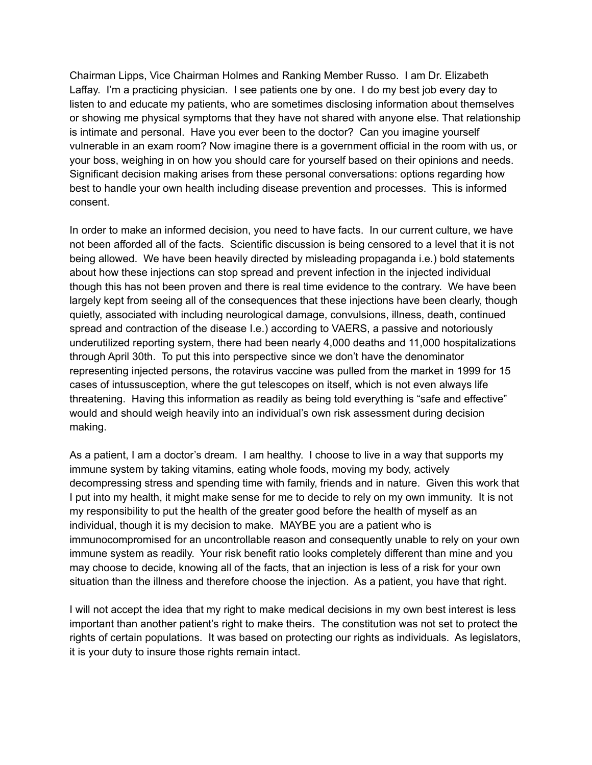Chairman Lipps, Vice Chairman Holmes and Ranking Member Russo. I am Dr. Elizabeth Laffay. I'm a practicing physician. I see patients one by one. I do my best job every day to listen to and educate my patients, who are sometimes disclosing information about themselves or showing me physical symptoms that they have not shared with anyone else. That relationship is intimate and personal. Have you ever been to the doctor? Can you imagine yourself vulnerable in an exam room? Now imagine there is a government official in the room with us, or your boss, weighing in on how you should care for yourself based on their opinions and needs. Significant decision making arises from these personal conversations: options regarding how best to handle your own health including disease prevention and processes. This is informed consent.

In order to make an informed decision, you need to have facts. In our current culture, we have not been afforded all of the facts. Scientific discussion is being censored to a level that it is not being allowed. We have been heavily directed by misleading propaganda i.e.) bold statements about how these injections can stop spread and prevent infection in the injected individual though this has not been proven and there is real time evidence to the contrary. We have been largely kept from seeing all of the consequences that these injections have been clearly, though quietly, associated with including neurological damage, convulsions, illness, death, continued spread and contraction of the disease I.e.) according to VAERS, a passive and notoriously underutilized reporting system, there had been nearly 4,000 deaths and 11,000 hospitalizations through April 30th. To put this into perspective since we don't have the denominator representing injected persons, the rotavirus vaccine was pulled from the market in 1999 for 15 cases of intussusception, where the gut telescopes on itself, which is not even always life threatening. Having this information as readily as being told everything is "safe and effective" would and should weigh heavily into an individual's own risk assessment during decision making.

As a patient, I am a doctor's dream. I am healthy. I choose to live in a way that supports my immune system by taking vitamins, eating whole foods, moving my body, actively decompressing stress and spending time with family, friends and in nature. Given this work that I put into my health, it might make sense for me to decide to rely on my own immunity. It is not my responsibility to put the health of the greater good before the health of myself as an individual, though it is my decision to make. MAYBE you are a patient who is immunocompromised for an uncontrollable reason and consequently unable to rely on your own immune system as readily. Your risk benefit ratio looks completely different than mine and you may choose to decide, knowing all of the facts, that an injection is less of a risk for your own situation than the illness and therefore choose the injection. As a patient, you have that right.

I will not accept the idea that my right to make medical decisions in my own best interest is less important than another patient's right to make theirs. The constitution was not set to protect the rights of certain populations. It was based on protecting our rights as individuals. As legislators, it is your duty to insure those rights remain intact.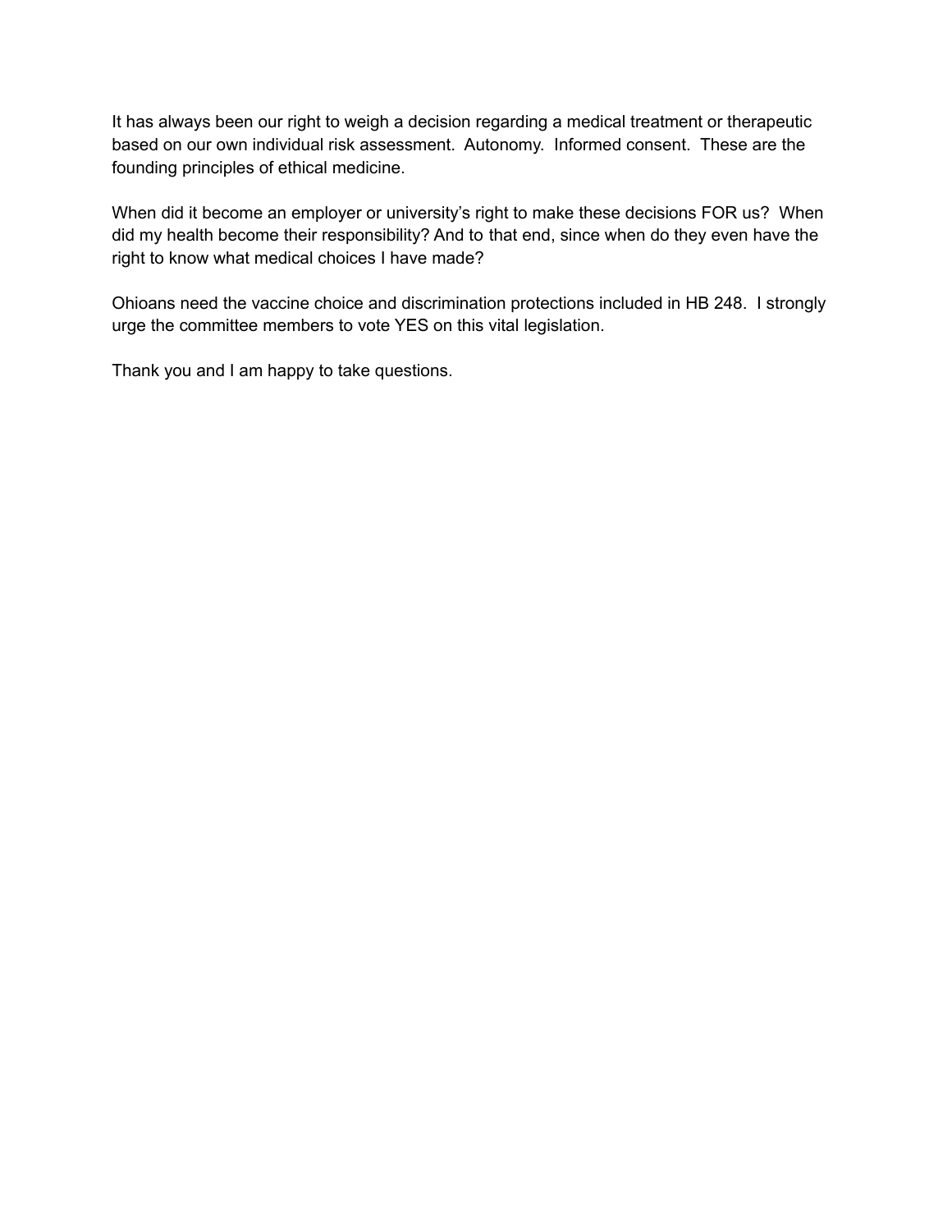It has always been our right to weigh a decision regarding a medical treatment or therapeutic based on our own individual risk assessment. Autonomy. Informed consent. These are the founding principles of ethical medicine.

When did it become an employer or university's right to make these decisions FOR us? When did my health become their responsibility? And to that end, since when do they even have the right to know what medical choices I have made?

Ohioans need the vaccine choice and discrimination protections included in HB 248. I strongly urge the committee members to vote YES on this vital legislation.

Thank you and I am happy to take questions.